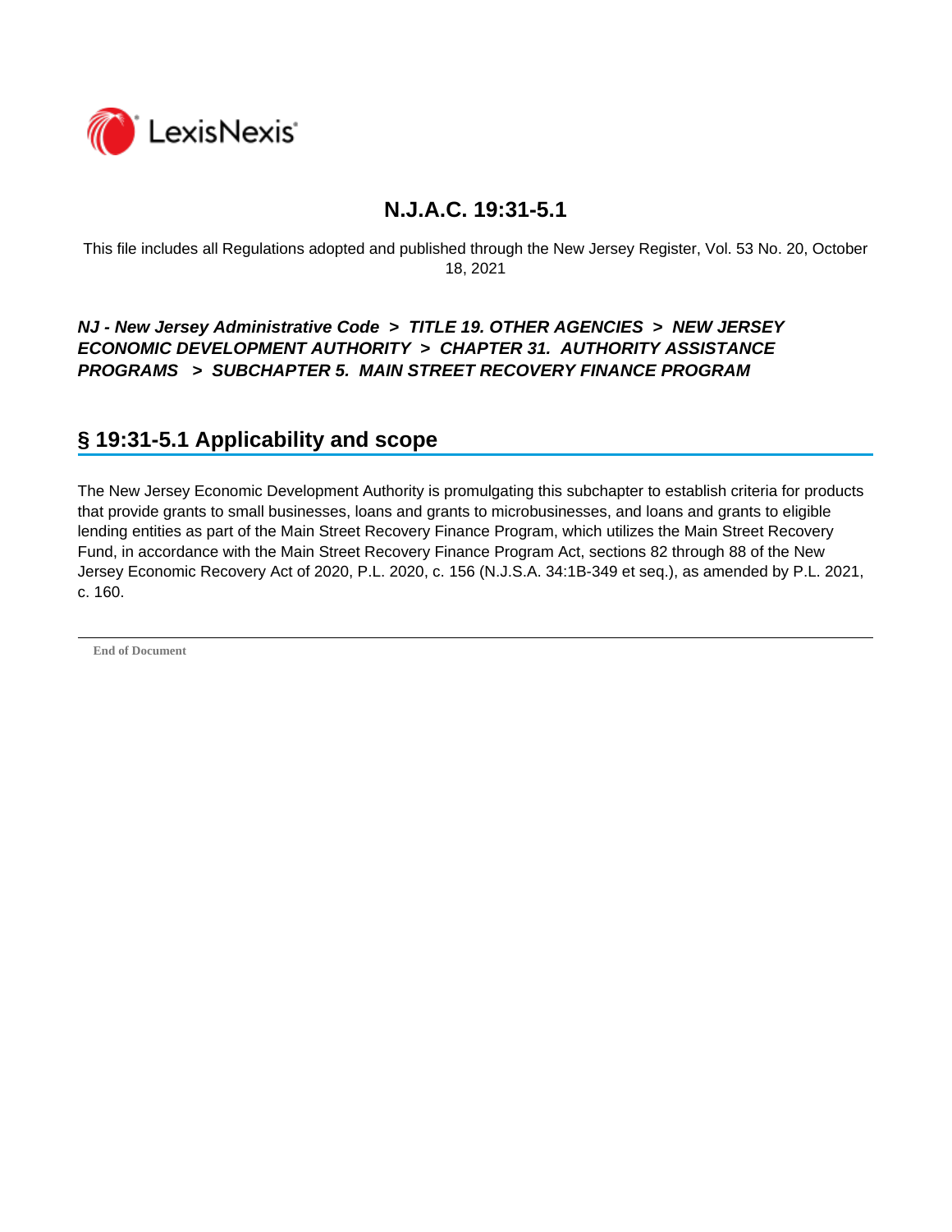# N.J.A.C. 19:31-5.1

This file includes all Regulations adopted and published through the New Jersey Register, Vol. 53 No. 20, October 18, 2021

***NJ - New Jersey Administrative Code > TITLE 19. OTHER AGENCIES > NEW JERSEY ECONOMIC DEVELOPMENT AUTHORITY > CHAPTER 31. AUTHORITY ASSISTANCE PROGRAMS > SUBCHAPTER 5. MAIN STREET RECOVERY FINANCE PROGRAM***

## § 19:31-5.1 Applicability and scope

The New Jersey Economic Development Authority is promulgating this subchapter to establish criteria for products that provide grants to small businesses, loans and grants to microbusinesses, and loans and grants to eligible lending entities as part of the Main Street Recovery Finance Program, which utilizes the Main Street Recovery Fund, in accordance with the Main Street Recovery Finance Program Act, sections 82 through 88 of the New Jersey Economic Recovery Act of 2020, P.L. 2020, c. 156 (N.J.S.A. 34:1B-349 et seq.), as amended by P.L. 2021, c. 160.

---

**End of Document**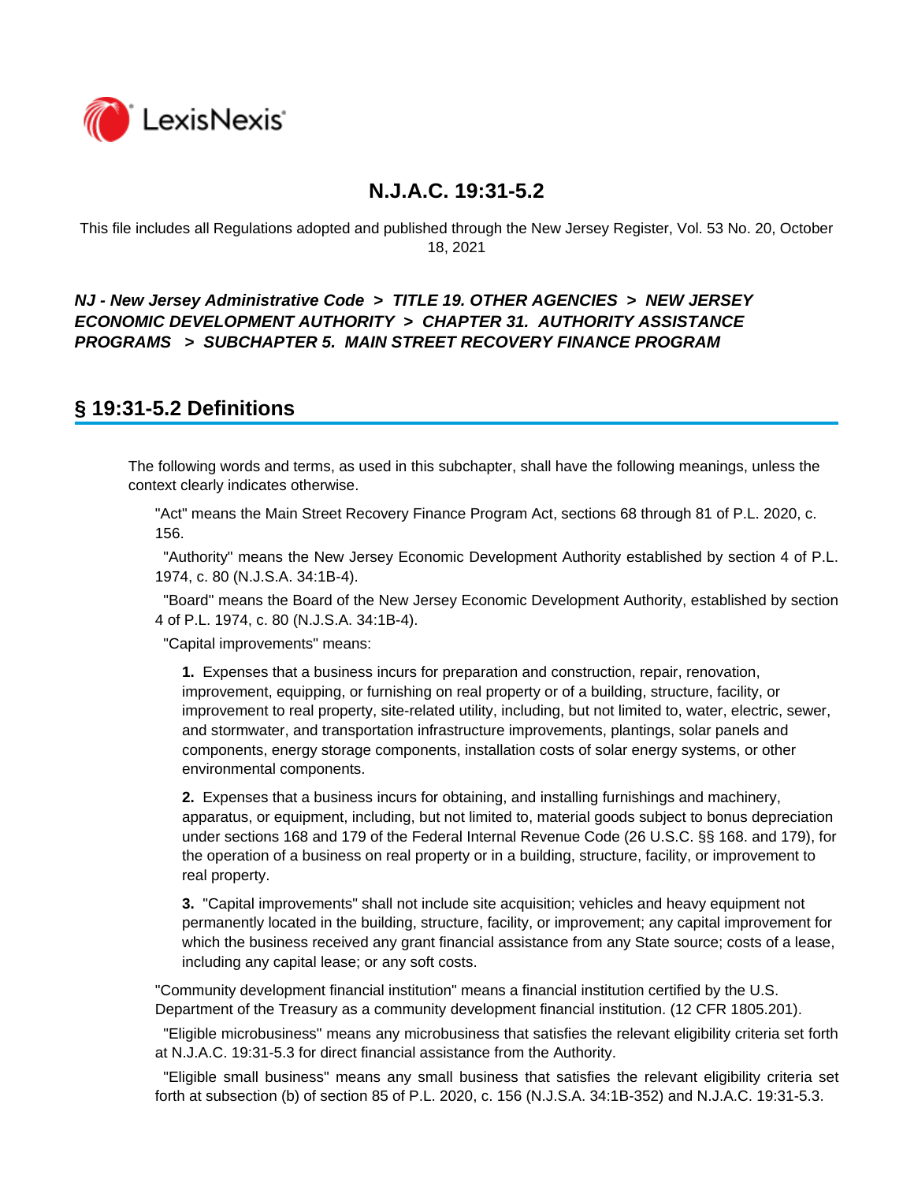# N.J.A.C. 19:31-5.2

This file includes all Regulations adopted and published through the New Jersey Register, Vol. 53 No. 20, October 18, 2021

***NJ - New Jersey Administrative Code > TITLE 19. OTHER AGENCIES > NEW JERSEY ECONOMIC DEVELOPMENT AUTHORITY > CHAPTER 31. AUTHORITY ASSISTANCE PROGRAMS > SUBCHAPTER 5. MAIN STREET RECOVERY FINANCE PROGRAM***

## § 19:31-5.2 Definitions

The following words and terms, as used in this subchapter, shall have the following meanings, unless the context clearly indicates otherwise.

"Act" means the Main Street Recovery Finance Program Act, sections 68 through 81 of P.L. 2020, c. 156.

"Authority" means the New Jersey Economic Development Authority established by section 4 of P.L. 1974, c. 80 (N.J.S.A. 34:1B-4).

"Board" means the Board of the New Jersey Economic Development Authority, established by section 4 of P.L. 1974, c. 80 (N.J.S.A. 34:1B-4).

"Capital improvements" means:

**1.** Expenses that a business incurs for preparation and construction, repair, renovation, improvement, equipping, or furnishing on real property or of a building, structure, facility, or improvement to real property, site-related utility, including, but not limited to, water, electric, sewer, and stormwater, and transportation infrastructure improvements, plantings, solar panels and components, energy storage components, installation costs of solar energy systems, or other environmental components.

**2.** Expenses that a business incurs for obtaining, and installing furnishings and machinery, apparatus, or equipment, including, but not limited to, material goods subject to bonus depreciation under sections 168 and 179 of the Federal Internal Revenue Code (26 U.S.C. §§ 168. and 179), for the operation of a business on real property or in a building, structure, facility, or improvement to real property.

**3.** "Capital improvements" shall not include site acquisition; vehicles and heavy equipment not permanently located in the building, structure, facility, or improvement; any capital improvement for which the business received any grant financial assistance from any State source; costs of a lease, including any capital lease; or any soft costs.

"Community development financial institution" means a financial institution certified by the U.S. Department of the Treasury as a community development financial institution. (12 CFR 1805.201).

"Eligible microbusiness" means any microbusiness that satisfies the relevant eligibility criteria set forth at N.J.A.C. 19:31-5.3 for direct financial assistance from the Authority.

"Eligible small business" means any small business that satisfies the relevant eligibility criteria set forth at subsection (b) of section 85 of P.L. 2020, c. 156 (N.J.S.A. 34:1B-352) and N.J.A.C. 19:31-5.3.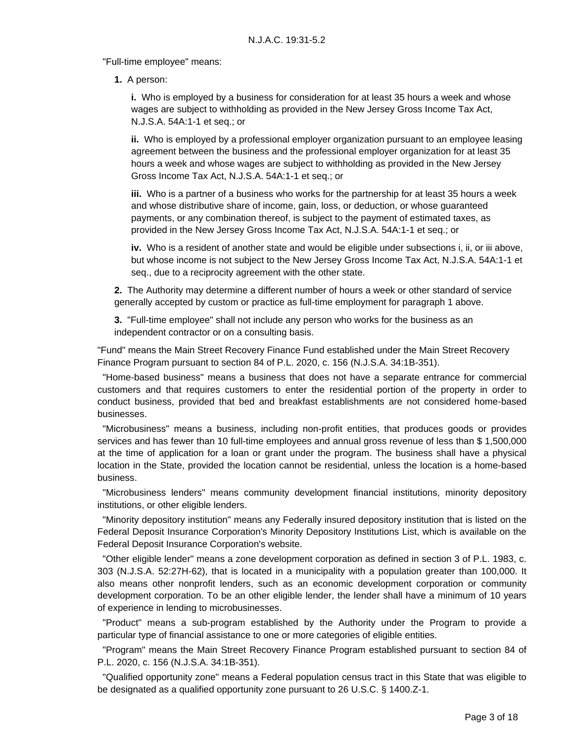"Full-time employee" means:

**1.** A person:

**i.** Who is employed by a business for consideration for at least 35 hours a week and whose wages are subject to withholding as provided in the New Jersey Gross Income Tax Act, N.J.S.A. 54A:1-1 et seq.; or

**ii.** Who is employed by a professional employer organization pursuant to an employee leasing agreement between the business and the professional employer organization for at least 35 hours a week and whose wages are subject to withholding as provided in the New Jersey Gross Income Tax Act, N.J.S.A. 54A:1-1 et seq.; or

**iii.** Who is a partner of a business who works for the partnership for at least 35 hours a week and whose distributive share of income, gain, loss, or deduction, or whose guaranteed payments, or any combination thereof, is subject to the payment of estimated taxes, as provided in the New Jersey Gross Income Tax Act, N.J.S.A. 54A:1-1 et seq.; or

**iv.** Who is a resident of another state and would be eligible under subsections i, ii, or iii above, but whose income is not subject to the New Jersey Gross Income Tax Act, N.J.S.A. 54A:1-1 et seq., due to a reciprocity agreement with the other state.

**2.** The Authority may determine a different number of hours a week or other standard of service generally accepted by custom or practice as full-time employment for paragraph 1 above.

**3.** "Full-time employee" shall not include any person who works for the business as an independent contractor or on a consulting basis.

"Fund" means the Main Street Recovery Finance Fund established under the Main Street Recovery Finance Program pursuant to section 84 of P.L. 2020, c. 156 (N.J.S.A. 34:1B-351).

"Home-based business" means a business that does not have a separate entrance for commercial customers and that requires customers to enter the residential portion of the property in order to conduct business, provided that bed and breakfast establishments are not considered home-based businesses.

"Microbusiness" means a business, including non-profit entities, that produces goods or provides services and has fewer than 10 full-time employees and annual gross revenue of less than $ 1,500,000 at the time of application for a loan or grant under the program. The business shall have a physical location in the State, provided the location cannot be residential, unless the location is a home-based business.

"Microbusiness lenders" means community development financial institutions, minority depository institutions, or other eligible lenders.

"Minority depository institution" means any Federally insured depository institution that is listed on the Federal Deposit Insurance Corporation's Minority Depository Institutions List, which is available on the Federal Deposit Insurance Corporation's website.

"Other eligible lender" means a zone development corporation as defined in section 3 of P.L. 1983, c. 303 (N.J.S.A. 52:27H-62), that is located in a municipality with a population greater than 100,000. It also means other nonprofit lenders, such as an economic development corporation or community development corporation. To be an other eligible lender, the lender shall have a minimum of 10 years of experience in lending to microbusinesses.

"Product" means a sub-program established by the Authority under the Program to provide a particular type of financial assistance to one or more categories of eligible entities.

"Program" means the Main Street Recovery Finance Program established pursuant to section 84 of P.L. 2020, c. 156 (N.J.S.A. 34:1B-351).

"Qualified opportunity zone" means a Federal population census tract in this State that was eligible to be designated as a qualified opportunity zone pursuant to 26 U.S.C. § 1400.Z-1.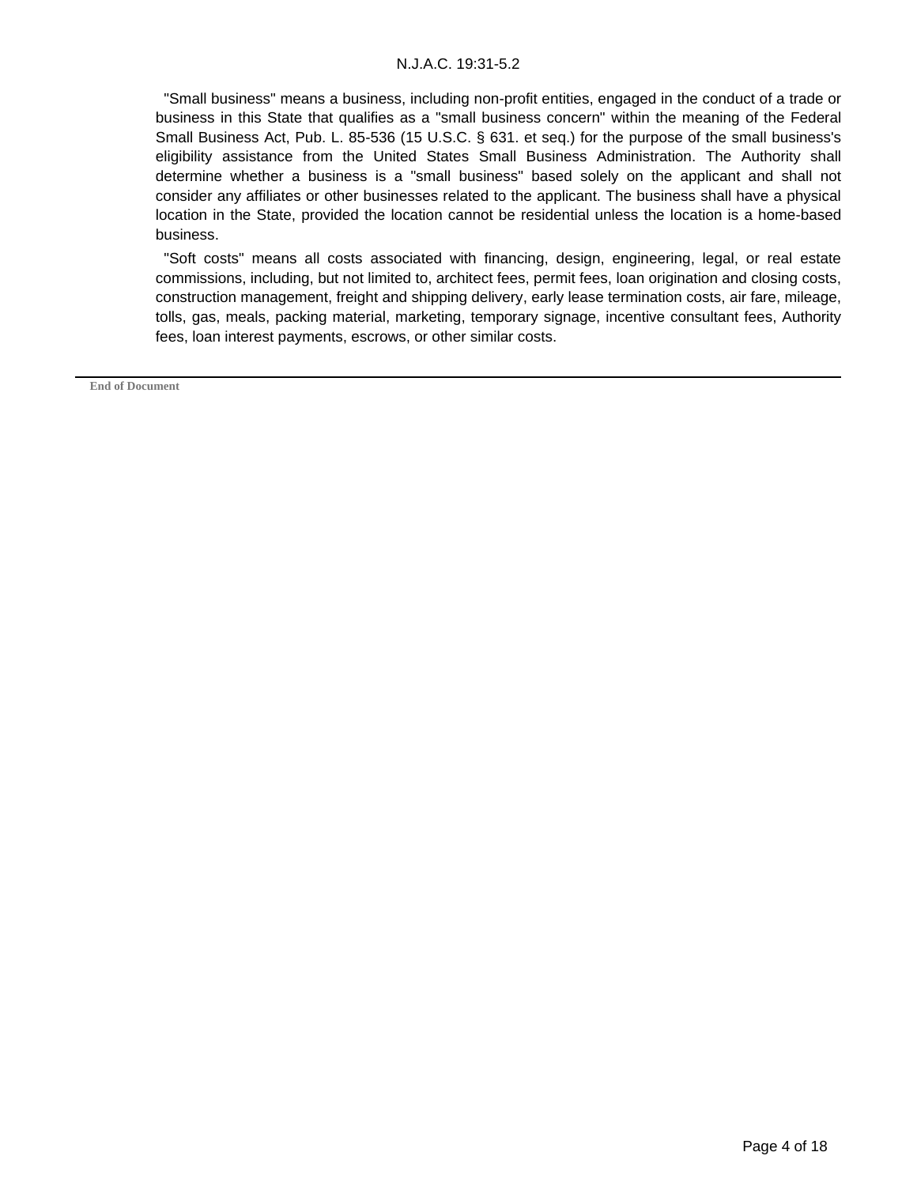"Small business" means a business, including non-profit entities, engaged in the conduct of a trade or business in this State that qualifies as a "small business concern" within the meaning of the Federal Small Business Act, Pub. L. 85-536 (15 U.S.C. § 631. et seq.) for the purpose of the small business's eligibility assistance from the United States Small Business Administration. The Authority shall determine whether a business is a "small business" based solely on the applicant and shall not consider any affiliates or other businesses related to the applicant. The business shall have a physical location in the State, provided the location cannot be residential unless the location is a home-based business.

"Soft costs" means all costs associated with financing, design, engineering, legal, or real estate commissions, including, but not limited to, architect fees, permit fees, loan origination and closing costs, construction management, freight and shipping delivery, early lease termination costs, air fare, mileage, tolls, gas, meals, packing material, marketing, temporary signage, incentive consultant fees, Authority fees, loan interest payments, escrows, or other similar costs.

---

**End of Document**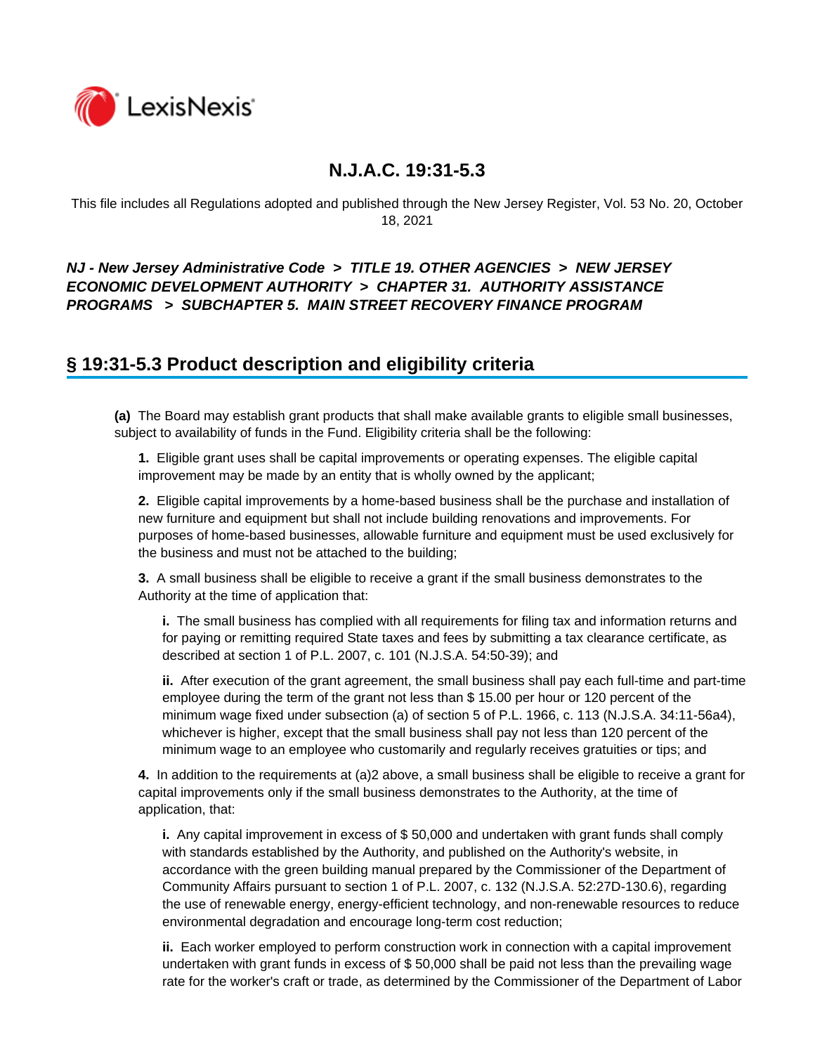# N.J.A.C. 19:31-5.3

This file includes all Regulations adopted and published through the New Jersey Register, Vol. 53 No. 20, October 18, 2021

***NJ - New Jersey Administrative Code > TITLE 19. OTHER AGENCIES > NEW JERSEY ECONOMIC DEVELOPMENT AUTHORITY > CHAPTER 31. AUTHORITY ASSISTANCE PROGRAMS > SUBCHAPTER 5. MAIN STREET RECOVERY FINANCE PROGRAM***

## § 19:31-5.3 Product description and eligibility criteria

**(a)** The Board may establish grant products that shall make available grants to eligible small businesses, subject to availability of funds in the Fund. Eligibility criteria shall be the following:

**1.** Eligible grant uses shall be capital improvements or operating expenses. The eligible capital improvement may be made by an entity that is wholly owned by the applicant;

**2.** Eligible capital improvements by a home-based business shall be the purchase and installation of new furniture and equipment but shall not include building renovations and improvements. For purposes of home-based businesses, allowable furniture and equipment must be used exclusively for the business and must not be attached to the building;

**3.** A small business shall be eligible to receive a grant if the small business demonstrates to the Authority at the time of application that:

**i.** The small business has complied with all requirements for filing tax and information returns and for paying or remitting required State taxes and fees by submitting a tax clearance certificate, as described at section 1 of P.L. 2007, c. 101 (N.J.S.A. 54:50-39); and

**ii.** After execution of the grant agreement, the small business shall pay each full-time and part-time employee during the term of the grant not less than $ 15.00 per hour or 120 percent of the minimum wage fixed under subsection (a) of section 5 of P.L. 1966, c. 113 (N.J.S.A. 34:11-56a4), whichever is higher, except that the small business shall pay not less than 120 percent of the minimum wage to an employee who customarily and regularly receives gratuities or tips; and

**4.** In addition to the requirements at (a)2 above, a small business shall be eligible to receive a grant for capital improvements only if the small business demonstrates to the Authority, at the time of application, that:

**i.** Any capital improvement in excess of $ 50,000 and undertaken with grant funds shall comply with standards established by the Authority, and published on the Authority's website, in accordance with the green building manual prepared by the Commissioner of the Department of Community Affairs pursuant to section 1 of P.L. 2007, c. 132 (N.J.S.A. 52:27D-130.6), regarding the use of renewable energy, energy-efficient technology, and non-renewable resources to reduce environmental degradation and encourage long-term cost reduction;

**ii.** Each worker employed to perform construction work in connection with a capital improvement undertaken with grant funds in excess of $ 50,000 shall be paid not less than the prevailing wage rate for the worker's craft or trade, as determined by the Commissioner of the Department of Labor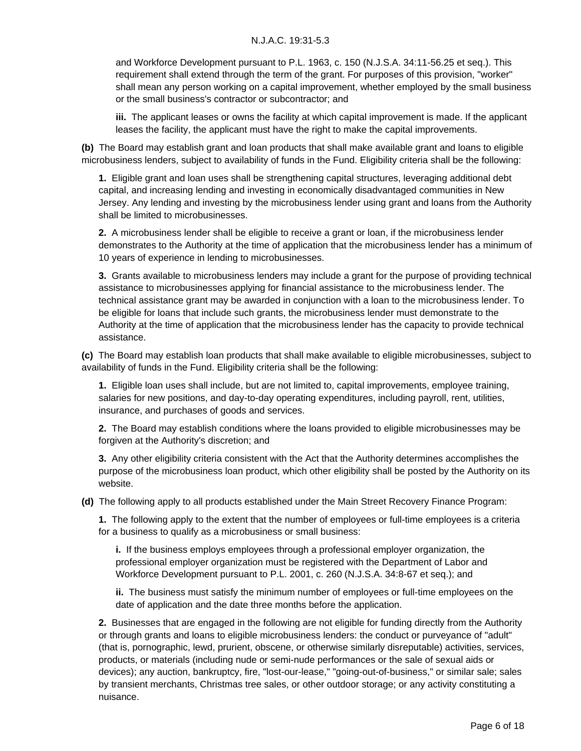and Workforce Development pursuant to P.L. 1963, c. 150 (N.J.S.A. 34:11-56.25 et seq.). This requirement shall extend through the term of the grant. For purposes of this provision, "worker" shall mean any person working on a capital improvement, whether employed by the small business or the small business's contractor or subcontractor; and

**iii.** The applicant leases or owns the facility at which capital improvement is made. If the applicant leases the facility, the applicant must have the right to make the capital improvements.

**(b)** The Board may establish grant and loan products that shall make available grant and loans to eligible microbusiness lenders, subject to availability of funds in the Fund. Eligibility criteria shall be the following:

**1.** Eligible grant and loan uses shall be strengthening capital structures, leveraging additional debt capital, and increasing lending and investing in economically disadvantaged communities in New Jersey. Any lending and investing by the microbusiness lender using grant and loans from the Authority shall be limited to microbusinesses.

**2.** A microbusiness lender shall be eligible to receive a grant or loan, if the microbusiness lender demonstrates to the Authority at the time of application that the microbusiness lender has a minimum of 10 years of experience in lending to microbusinesses.

**3.** Grants available to microbusiness lenders may include a grant for the purpose of providing technical assistance to microbusinesses applying for financial assistance to the microbusiness lender. The technical assistance grant may be awarded in conjunction with a loan to the microbusiness lender. To be eligible for loans that include such grants, the microbusiness lender must demonstrate to the Authority at the time of application that the microbusiness lender has the capacity to provide technical assistance.

**(c)** The Board may establish loan products that shall make available to eligible microbusinesses, subject to availability of funds in the Fund. Eligibility criteria shall be the following:

**1.** Eligible loan uses shall include, but are not limited to, capital improvements, employee training, salaries for new positions, and day-to-day operating expenditures, including payroll, rent, utilities, insurance, and purchases of goods and services.

**2.** The Board may establish conditions where the loans provided to eligible microbusinesses may be forgiven at the Authority's discretion; and

**3.** Any other eligibility criteria consistent with the Act that the Authority determines accomplishes the purpose of the microbusiness loan product, which other eligibility shall be posted by the Authority on its website.

**(d)** The following apply to all products established under the Main Street Recovery Finance Program:

**1.** The following apply to the extent that the number of employees or full-time employees is a criteria for a business to qualify as a microbusiness or small business:

**i.** If the business employs employees through a professional employer organization, the professional employer organization must be registered with the Department of Labor and Workforce Development pursuant to P.L. 2001, c. 260 (N.J.S.A. 34:8-67 et seq.); and

**ii.** The business must satisfy the minimum number of employees or full-time employees on the date of application and the date three months before the application.

**2.** Businesses that are engaged in the following are not eligible for funding directly from the Authority or through grants and loans to eligible microbusiness lenders: the conduct or purveyance of "adult" (that is, pornographic, lewd, prurient, obscene, or otherwise similarly disreputable) activities, services, products, or materials (including nude or semi-nude performances or the sale of sexual aids or devices); any auction, bankruptcy, fire, "lost-our-lease," "going-out-of-business," or similar sale; sales by transient merchants, Christmas tree sales, or other outdoor storage; or any activity constituting a nuisance.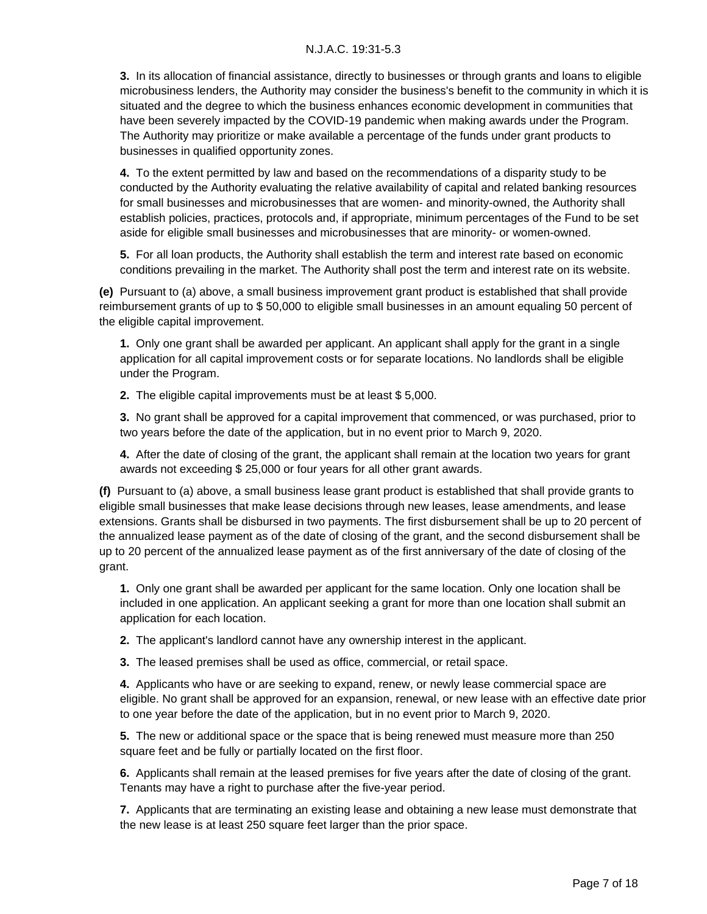**3.** In its allocation of financial assistance, directly to businesses or through grants and loans to eligible microbusiness lenders, the Authority may consider the business's benefit to the community in which it is situated and the degree to which the business enhances economic development in communities that have been severely impacted by the COVID-19 pandemic when making awards under the Program. The Authority may prioritize or make available a percentage of the funds under grant products to businesses in qualified opportunity zones.

**4.** To the extent permitted by law and based on the recommendations of a disparity study to be conducted by the Authority evaluating the relative availability of capital and related banking resources for small businesses and microbusinesses that are women- and minority-owned, the Authority shall establish policies, practices, protocols and, if appropriate, minimum percentages of the Fund to be set aside for eligible small businesses and microbusinesses that are minority- or women-owned.

**5.** For all loan products, the Authority shall establish the term and interest rate based on economic conditions prevailing in the market. The Authority shall post the term and interest rate on its website.

**(e)** Pursuant to (a) above, a small business improvement grant product is established that shall provide reimbursement grants of up to $ 50,000 to eligible small businesses in an amount equaling 50 percent of the eligible capital improvement.

**1.** Only one grant shall be awarded per applicant. An applicant shall apply for the grant in a single application for all capital improvement costs or for separate locations. No landlords shall be eligible under the Program.

**2.** The eligible capital improvements must be at least $ 5,000.

**3.** No grant shall be approved for a capital improvement that commenced, or was purchased, prior to two years before the date of the application, but in no event prior to March 9, 2020.

**4.** After the date of closing of the grant, the applicant shall remain at the location two years for grant awards not exceeding $ 25,000 or four years for all other grant awards.

**(f)** Pursuant to (a) above, a small business lease grant product is established that shall provide grants to eligible small businesses that make lease decisions through new leases, lease amendments, and lease extensions. Grants shall be disbursed in two payments. The first disbursement shall be up to 20 percent of the annualized lease payment as of the date of closing of the grant, and the second disbursement shall be up to 20 percent of the annualized lease payment as of the first anniversary of the date of closing of the grant.

**1.** Only one grant shall be awarded per applicant for the same location. Only one location shall be included in one application. An applicant seeking a grant for more than one location shall submit an application for each location.

**2.** The applicant's landlord cannot have any ownership interest in the applicant.

**3.** The leased premises shall be used as office, commercial, or retail space.

**4.** Applicants who have or are seeking to expand, renew, or newly lease commercial space are eligible. No grant shall be approved for an expansion, renewal, or new lease with an effective date prior to one year before the date of the application, but in no event prior to March 9, 2020.

**5.** The new or additional space or the space that is being renewed must measure more than 250 square feet and be fully or partially located on the first floor.

**6.** Applicants shall remain at the leased premises for five years after the date of closing of the grant. Tenants may have a right to purchase after the five-year period.

**7.** Applicants that are terminating an existing lease and obtaining a new lease must demonstrate that the new lease is at least 250 square feet larger than the prior space.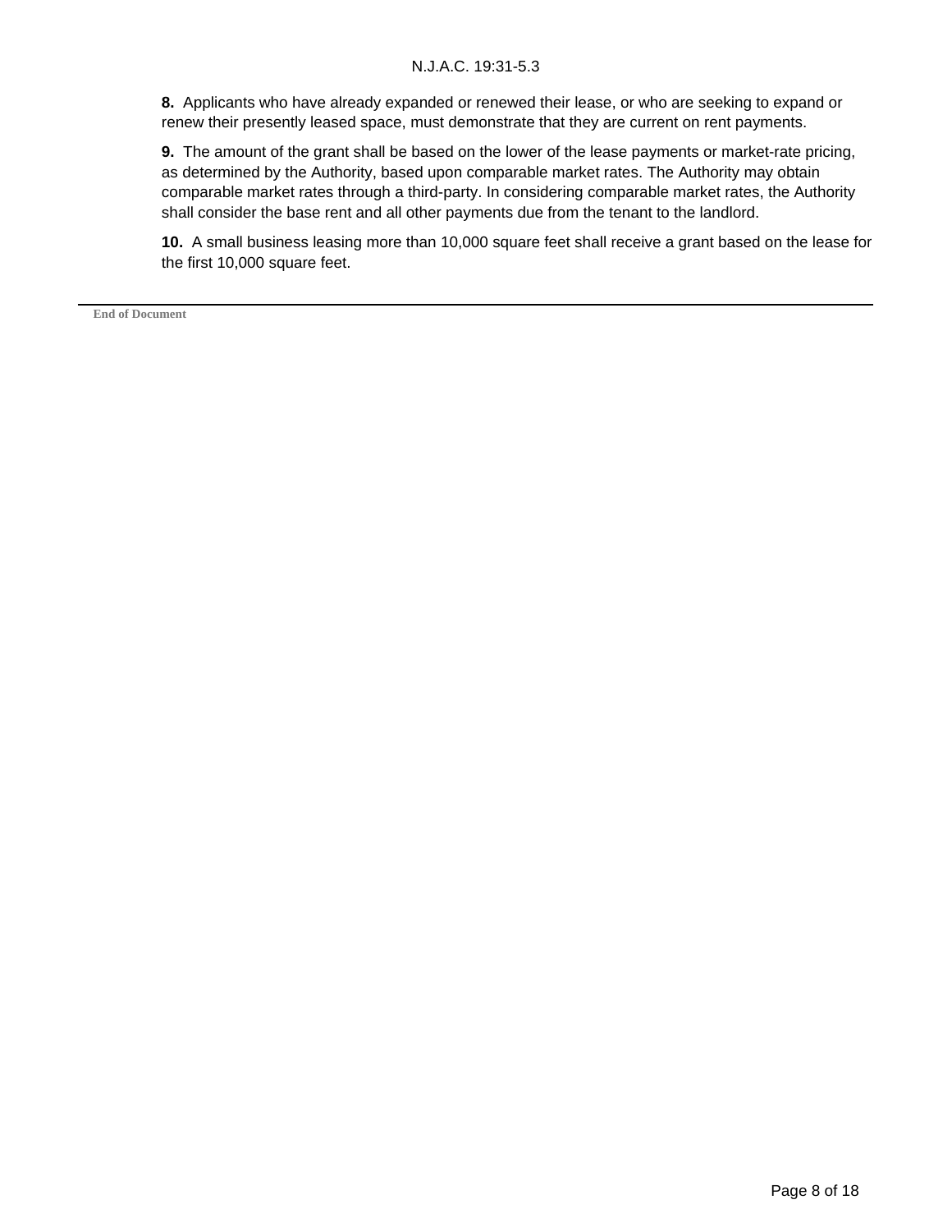**8.** Applicants who have already expanded or renewed their lease, or who are seeking to expand or renew their presently leased space, must demonstrate that they are current on rent payments.

**9.** The amount of the grant shall be based on the lower of the lease payments or market-rate pricing, as determined by the Authority, based upon comparable market rates. The Authority may obtain comparable market rates through a third-party. In considering comparable market rates, the Authority shall consider the base rent and all other payments due from the tenant to the landlord.

**10.** A small business leasing more than 10,000 square feet shall receive a grant based on the lease for the first 10,000 square feet.

---

**End of Document**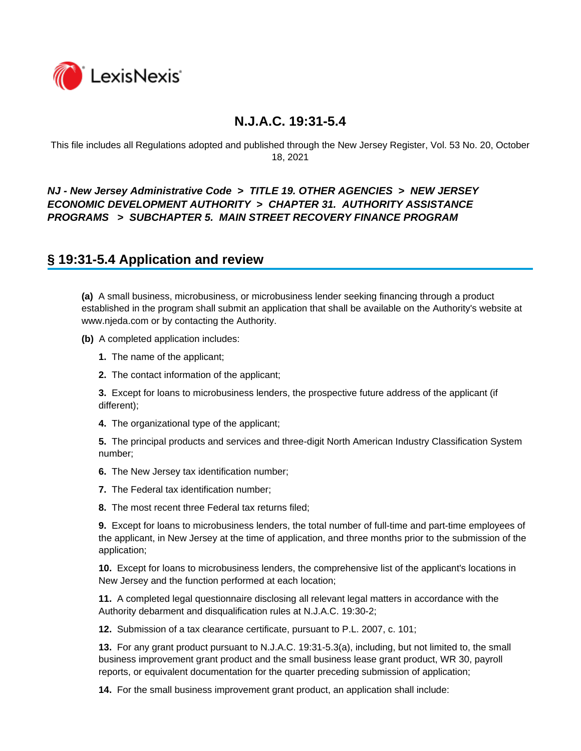# N.J.A.C. 19:31-5.4

This file includes all Regulations adopted and published through the New Jersey Register, Vol. 53 No. 20, October 18, 2021

***NJ - New Jersey Administrative Code > TITLE 19. OTHER AGENCIES > NEW JERSEY ECONOMIC DEVELOPMENT AUTHORITY > CHAPTER 31. AUTHORITY ASSISTANCE PROGRAMS > SUBCHAPTER 5. MAIN STREET RECOVERY FINANCE PROGRAM***

## § 19:31-5.4 Application and review

**(a)** A small business, microbusiness, or microbusiness lender seeking financing through a product established in the program shall submit an application that shall be available on the Authority's website at www.njeda.com or by contacting the Authority.

**(b)** A completed application includes:

**1.** The name of the applicant;

**2.** The contact information of the applicant;

**3.** Except for loans to microbusiness lenders, the prospective future address of the applicant (if different);

**4.** The organizational type of the applicant;

**5.** The principal products and services and three-digit North American Industry Classification System number;

**6.** The New Jersey tax identification number;

**7.** The Federal tax identification number;

**8.** The most recent three Federal tax returns filed;

**9.** Except for loans to microbusiness lenders, the total number of full-time and part-time employees of the applicant, in New Jersey at the time of application, and three months prior to the submission of the application;

**10.** Except for loans to microbusiness lenders, the comprehensive list of the applicant's locations in New Jersey and the function performed at each location;

**11.** A completed legal questionnaire disclosing all relevant legal matters in accordance with the Authority debarment and disqualification rules at N.J.A.C. 19:30-2;

**12.** Submission of a tax clearance certificate, pursuant to P.L. 2007, c. 101;

**13.** For any grant product pursuant to N.J.A.C. 19:31-5.3(a), including, but not limited to, the small business improvement grant product and the small business lease grant product, WR 30, payroll reports, or equivalent documentation for the quarter preceding submission of application;

**14.** For the small business improvement grant product, an application shall include: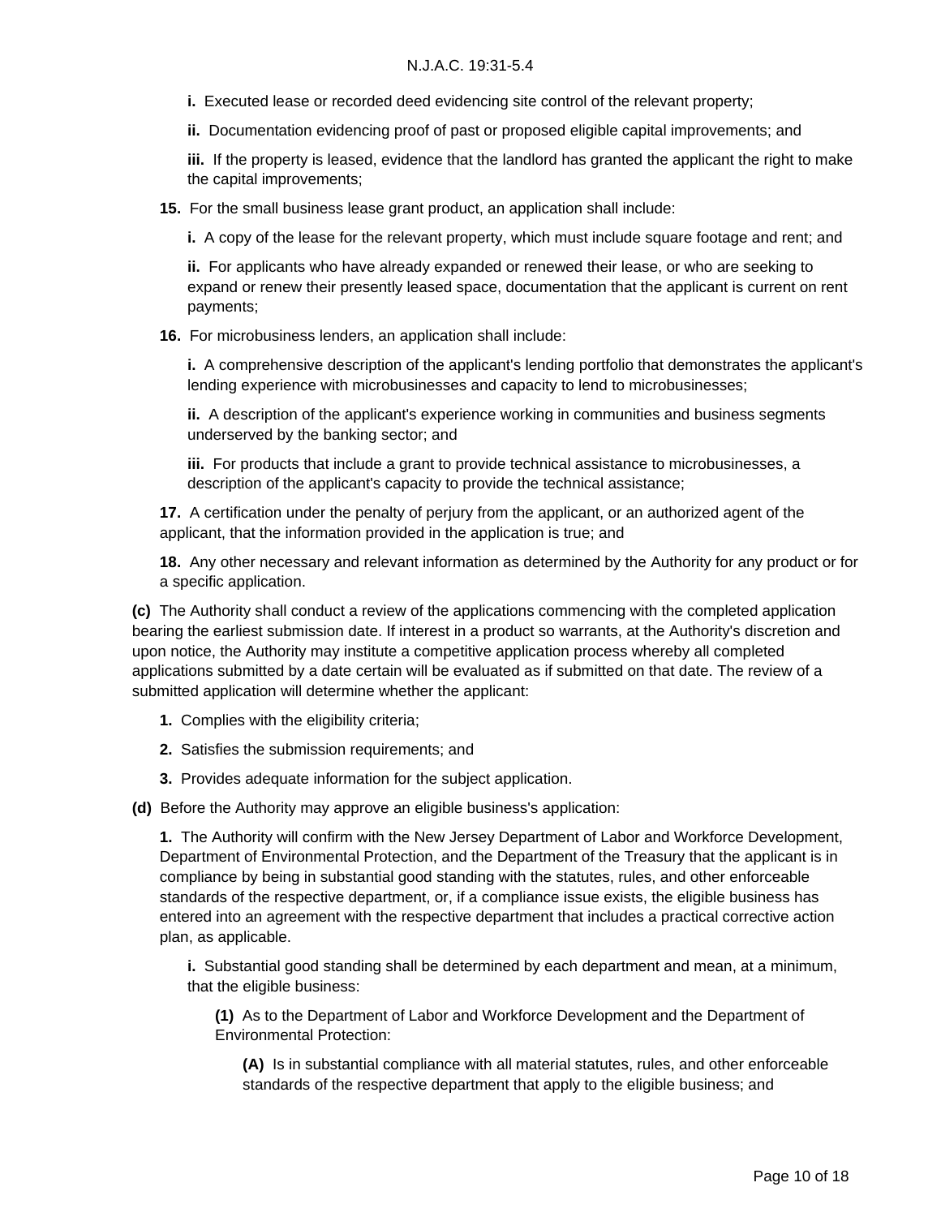**i.** Executed lease or recorded deed evidencing site control of the relevant property;

**ii.** Documentation evidencing proof of past or proposed eligible capital improvements; and

**iii.** If the property is leased, evidence that the landlord has granted the applicant the right to make the capital improvements;

**15.** For the small business lease grant product, an application shall include:

**i.** A copy of the lease for the relevant property, which must include square footage and rent; and

**ii.** For applicants who have already expanded or renewed their lease, or who are seeking to expand or renew their presently leased space, documentation that the applicant is current on rent payments;

**16.** For microbusiness lenders, an application shall include:

**i.** A comprehensive description of the applicant's lending portfolio that demonstrates the applicant's lending experience with microbusinesses and capacity to lend to microbusinesses;

**ii.** A description of the applicant's experience working in communities and business segments underserved by the banking sector; and

**iii.** For products that include a grant to provide technical assistance to microbusinesses, a description of the applicant's capacity to provide the technical assistance;

**17.** A certification under the penalty of perjury from the applicant, or an authorized agent of the applicant, that the information provided in the application is true; and

**18.** Any other necessary and relevant information as determined by the Authority for any product or for a specific application.

**(c)** The Authority shall conduct a review of the applications commencing with the completed application bearing the earliest submission date. If interest in a product so warrants, at the Authority's discretion and upon notice, the Authority may institute a competitive application process whereby all completed applications submitted by a date certain will be evaluated as if submitted on that date. The review of a submitted application will determine whether the applicant:

**1.** Complies with the eligibility criteria;

**2.** Satisfies the submission requirements; and

**3.** Provides adequate information for the subject application.

**(d)** Before the Authority may approve an eligible business's application:

**1.** The Authority will confirm with the New Jersey Department of Labor and Workforce Development, Department of Environmental Protection, and the Department of the Treasury that the applicant is in compliance by being in substantial good standing with the statutes, rules, and other enforceable standards of the respective department, or, if a compliance issue exists, the eligible business has entered into an agreement with the respective department that includes a practical corrective action plan, as applicable.

**i.** Substantial good standing shall be determined by each department and mean, at a minimum, that the eligible business:

**(1)** As to the Department of Labor and Workforce Development and the Department of Environmental Protection:

**(A)** Is in substantial compliance with all material statutes, rules, and other enforceable standards of the respective department that apply to the eligible business; and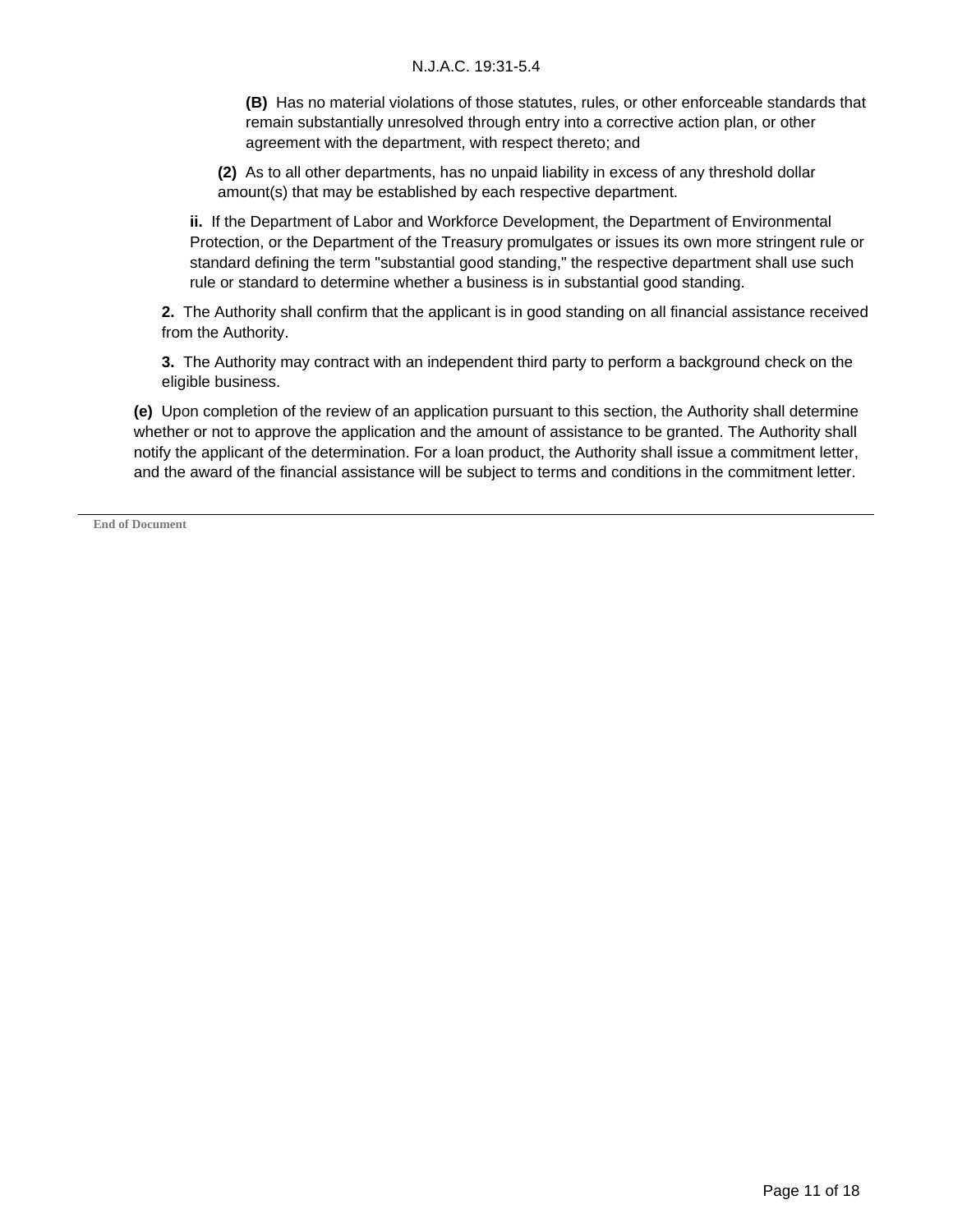**(B)** Has no material violations of those statutes, rules, or other enforceable standards that remain substantially unresolved through entry into a corrective action plan, or other agreement with the department, with respect thereto; and

**(2)** As to all other departments, has no unpaid liability in excess of any threshold dollar amount(s) that may be established by each respective department.

**ii.** If the Department of Labor and Workforce Development, the Department of Environmental Protection, or the Department of the Treasury promulgates or issues its own more stringent rule or standard defining the term "substantial good standing," the respective department shall use such rule or standard to determine whether a business is in substantial good standing.

**2.** The Authority shall confirm that the applicant is in good standing on all financial assistance received from the Authority.

**3.** The Authority may contract with an independent third party to perform a background check on the eligible business.

**(e)** Upon completion of the review of an application pursuant to this section, the Authority shall determine whether or not to approve the application and the amount of assistance to be granted. The Authority shall notify the applicant of the determination. For a loan product, the Authority shall issue a commitment letter, and the award of the financial assistance will be subject to terms and conditions in the commitment letter.

---

**End of Document**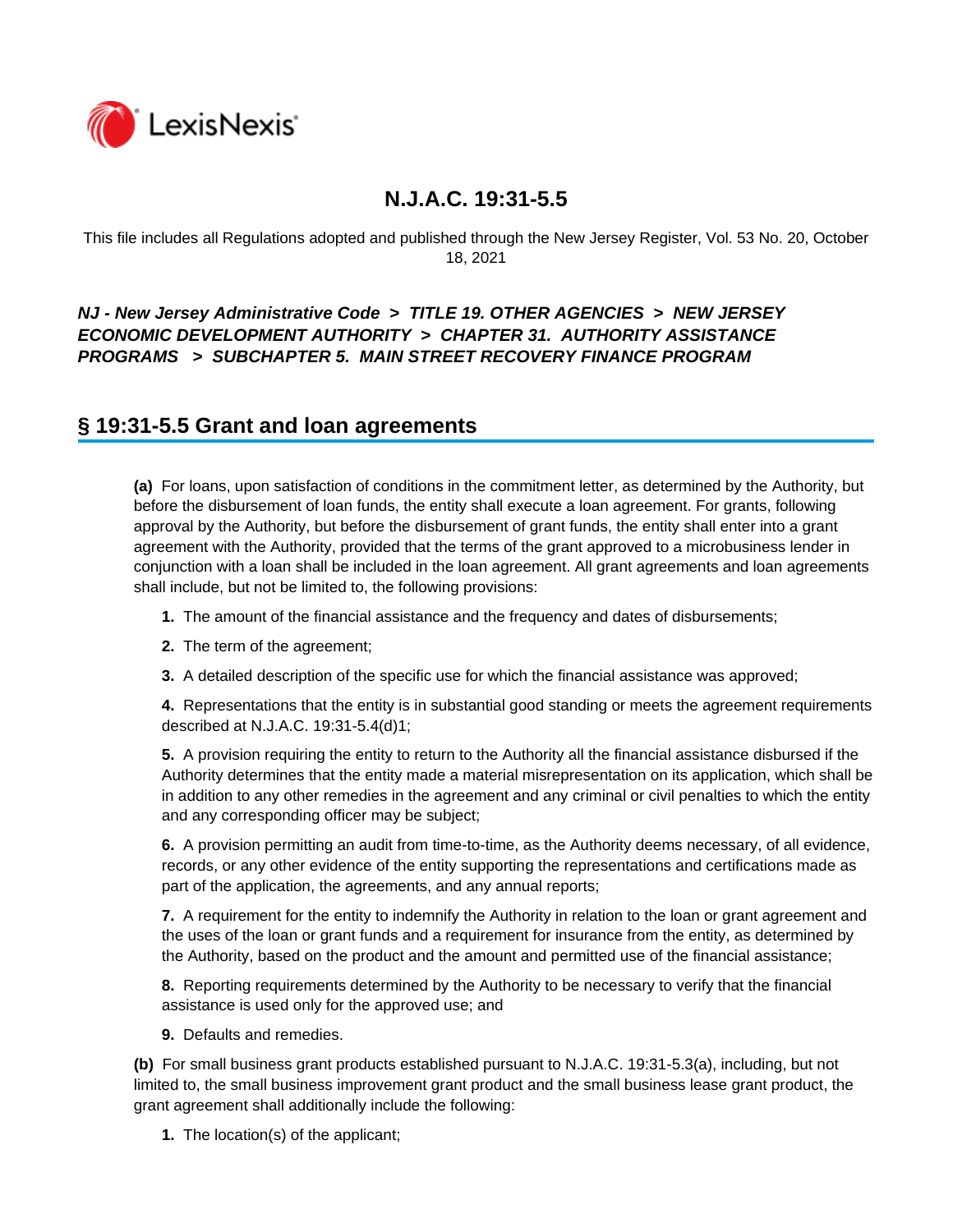# N.J.A.C. 19:31-5.5

This file includes all Regulations adopted and published through the New Jersey Register, Vol. 53 No. 20, October 18, 2021

***NJ - New Jersey Administrative Code > TITLE 19. OTHER AGENCIES > NEW JERSEY ECONOMIC DEVELOPMENT AUTHORITY > CHAPTER 31. AUTHORITY ASSISTANCE PROGRAMS > SUBCHAPTER 5. MAIN STREET RECOVERY FINANCE PROGRAM***

## § 19:31-5.5 Grant and loan agreements

**(a)** For loans, upon satisfaction of conditions in the commitment letter, as determined by the Authority, but before the disbursement of loan funds, the entity shall execute a loan agreement. For grants, following approval by the Authority, but before the disbursement of grant funds, the entity shall enter into a grant agreement with the Authority, provided that the terms of the grant approved to a microbusiness lender in conjunction with a loan shall be included in the loan agreement. All grant agreements and loan agreements shall include, but not be limited to, the following provisions:

**1.** The amount of the financial assistance and the frequency and dates of disbursements;

**2.** The term of the agreement;

**3.** A detailed description of the specific use for which the financial assistance was approved;

**4.** Representations that the entity is in substantial good standing or meets the agreement requirements described at N.J.A.C. 19:31-5.4(d)1;

**5.** A provision requiring the entity to return to the Authority all the financial assistance disbursed if the Authority determines that the entity made a material misrepresentation on its application, which shall be in addition to any other remedies in the agreement and any criminal or civil penalties to which the entity and any corresponding officer may be subject;

**6.** A provision permitting an audit from time-to-time, as the Authority deems necessary, of all evidence, records, or any other evidence of the entity supporting the representations and certifications made as part of the application, the agreements, and any annual reports;

**7.** A requirement for the entity to indemnify the Authority in relation to the loan or grant agreement and the uses of the loan or grant funds and a requirement for insurance from the entity, as determined by the Authority, based on the product and the amount and permitted use of the financial assistance;

**8.** Reporting requirements determined by the Authority to be necessary to verify that the financial assistance is used only for the approved use; and

**9.** Defaults and remedies.

**(b)** For small business grant products established pursuant to N.J.A.C. 19:31-5.3(a), including, but not limited to, the small business improvement grant product and the small business lease grant product, the grant agreement shall additionally include the following:

**1.** The location(s) of the applicant;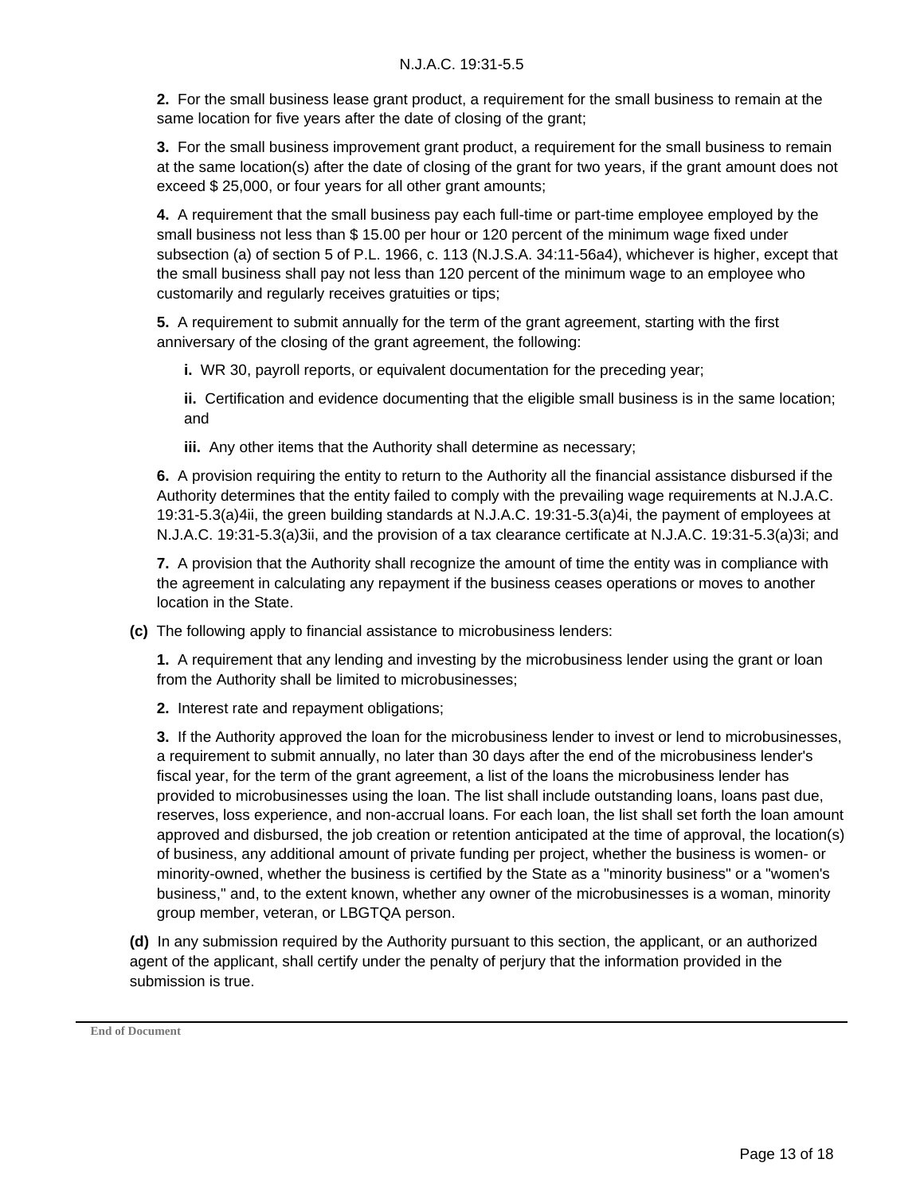**2.** For the small business lease grant product, a requirement for the small business to remain at the same location for five years after the date of closing of the grant;

**3.** For the small business improvement grant product, a requirement for the small business to remain at the same location(s) after the date of closing of the grant for two years, if the grant amount does not exceed $ 25,000, or four years for all other grant amounts;

**4.** A requirement that the small business pay each full-time or part-time employee employed by the small business not less than $ 15.00 per hour or 120 percent of the minimum wage fixed under subsection (a) of section 5 of P.L. 1966, c. 113 (N.J.S.A. 34:11-56a4), whichever is higher, except that the small business shall pay not less than 120 percent of the minimum wage to an employee who customarily and regularly receives gratuities or tips;

**5.** A requirement to submit annually for the term of the grant agreement, starting with the first anniversary of the closing of the grant agreement, the following:

**i.** WR 30, payroll reports, or equivalent documentation for the preceding year;

**ii.** Certification and evidence documenting that the eligible small business is in the same location; and

**iii.** Any other items that the Authority shall determine as necessary;

**6.** A provision requiring the entity to return to the Authority all the financial assistance disbursed if the Authority determines that the entity failed to comply with the prevailing wage requirements at N.J.A.C. 19:31-5.3(a)4ii, the green building standards at N.J.A.C. 19:31-5.3(a)4i, the payment of employees at N.J.A.C. 19:31-5.3(a)3ii, and the provision of a tax clearance certificate at N.J.A.C. 19:31-5.3(a)3i; and

**7.** A provision that the Authority shall recognize the amount of time the entity was in compliance with the agreement in calculating any repayment if the business ceases operations or moves to another location in the State.

**(c)** The following apply to financial assistance to microbusiness lenders:

**1.** A requirement that any lending and investing by the microbusiness lender using the grant or loan from the Authority shall be limited to microbusinesses;

**2.** Interest rate and repayment obligations;

**3.** If the Authority approved the loan for the microbusiness lender to invest or lend to microbusinesses, a requirement to submit annually, no later than 30 days after the end of the microbusiness lender's fiscal year, for the term of the grant agreement, a list of the loans the microbusiness lender has provided to microbusinesses using the loan. The list shall include outstanding loans, loans past due, reserves, loss experience, and non-accrual loans. For each loan, the list shall set forth the loan amount approved and disbursed, the job creation or retention anticipated at the time of approval, the location(s) of business, any additional amount of private funding per project, whether the business is women- or minority-owned, whether the business is certified by the State as a "minority business" or a "women's business," and, to the extent known, whether any owner of the microbusinesses is a woman, minority group member, veteran, or LBGTQA person.

**(d)** In any submission required by the Authority pursuant to this section, the applicant, or an authorized agent of the applicant, shall certify under the penalty of perjury that the information provided in the submission is true.

End of Document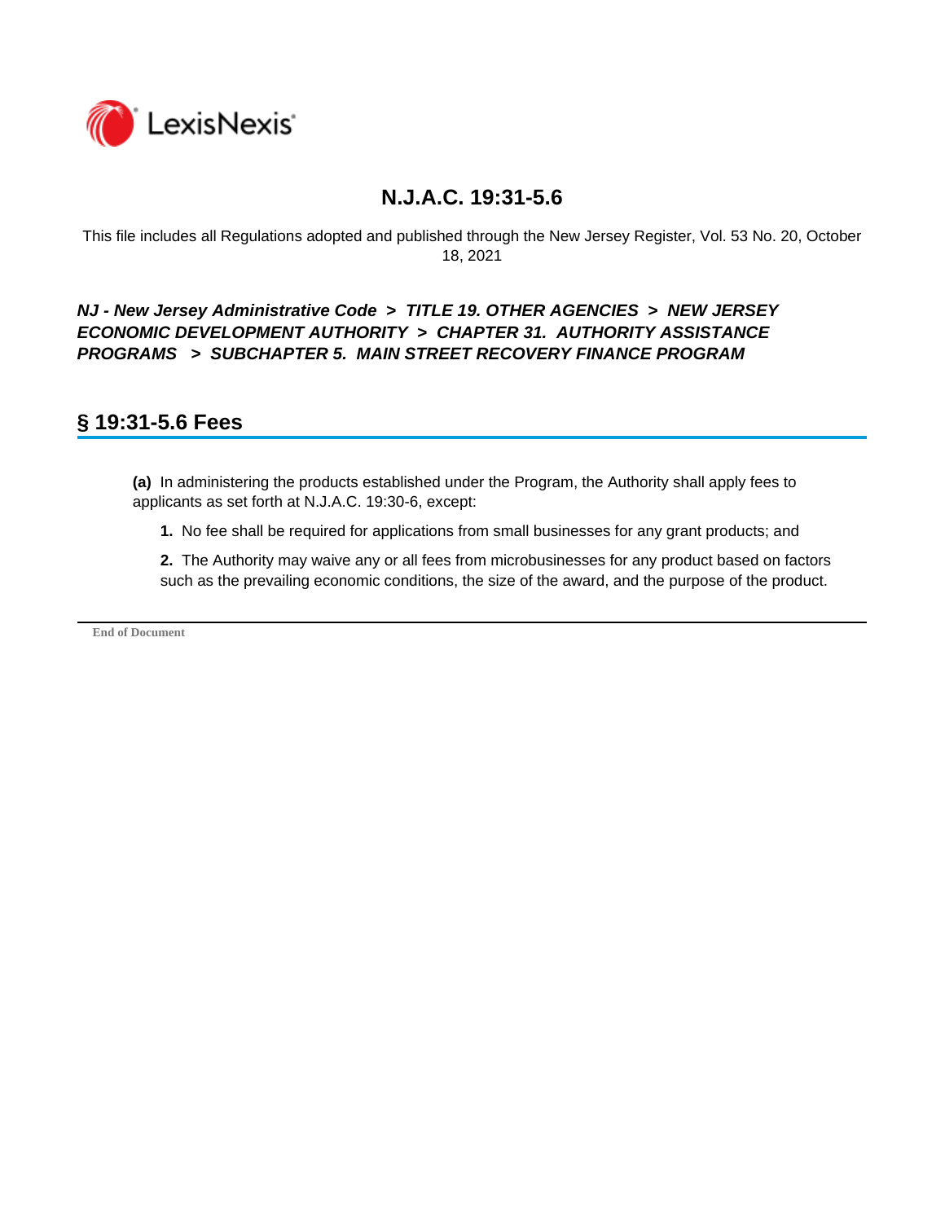# N.J.A.C. 19:31-5.6

This file includes all Regulations adopted and published through the New Jersey Register, Vol. 53 No. 20, October 18, 2021

***NJ - New Jersey Administrative Code > TITLE 19. OTHER AGENCIES > NEW JERSEY ECONOMIC DEVELOPMENT AUTHORITY > CHAPTER 31. AUTHORITY ASSISTANCE PROGRAMS > SUBCHAPTER 5. MAIN STREET RECOVERY FINANCE PROGRAM***

## § 19:31-5.6 Fees

**(a)** In administering the products established under the Program, the Authority shall apply fees to applicants as set forth at N.J.A.C. 19:30-6, except:

**1.** No fee shall be required for applications from small businesses for any grant products; and

**2.** The Authority may waive any or all fees from microbusinesses for any product based on factors such as the prevailing economic conditions, the size of the award, and the purpose of the product.

End of Document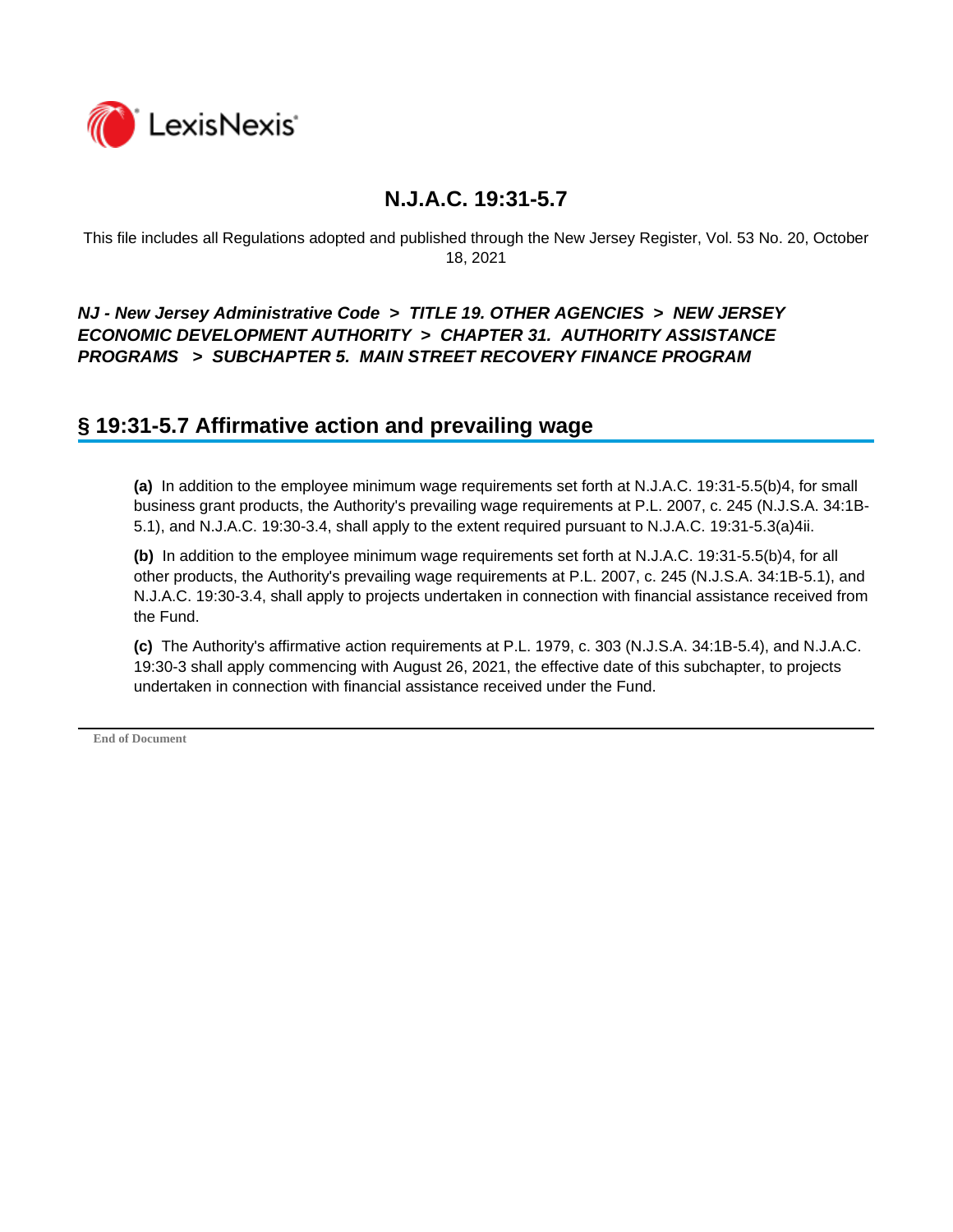# N.J.A.C. 19:31-5.7

This file includes all Regulations adopted and published through the New Jersey Register, Vol. 53 No. 20, October 18, 2021

***NJ - New Jersey Administrative Code > TITLE 19. OTHER AGENCIES > NEW JERSEY ECONOMIC DEVELOPMENT AUTHORITY > CHAPTER 31. AUTHORITY ASSISTANCE PROGRAMS > SUBCHAPTER 5. MAIN STREET RECOVERY FINANCE PROGRAM***

## § 19:31-5.7 Affirmative action and prevailing wage

**(a)** In addition to the employee minimum wage requirements set forth at N.J.A.C. 19:31-5.5(b)4, for small business grant products, the Authority's prevailing wage requirements at P.L. 2007, c. 245 (N.J.S.A. 34:1B-5.1), and N.J.A.C. 19:30-3.4, shall apply to the extent required pursuant to N.J.A.C. 19:31-5.3(a)4ii.

**(b)** In addition to the employee minimum wage requirements set forth at N.J.A.C. 19:31-5.5(b)4, for all other products, the Authority's prevailing wage requirements at P.L. 2007, c. 245 (N.J.S.A. 34:1B-5.1), and N.J.A.C. 19:30-3.4, shall apply to projects undertaken in connection with financial assistance received from the Fund.

**(c)** The Authority's affirmative action requirements at P.L. 1979, c. 303 (N.J.S.A. 34:1B-5.4), and N.J.A.C. 19:30-3 shall apply commencing with August 26, 2021, the effective date of this subchapter, to projects undertaken in connection with financial assistance received under the Fund.

End of Document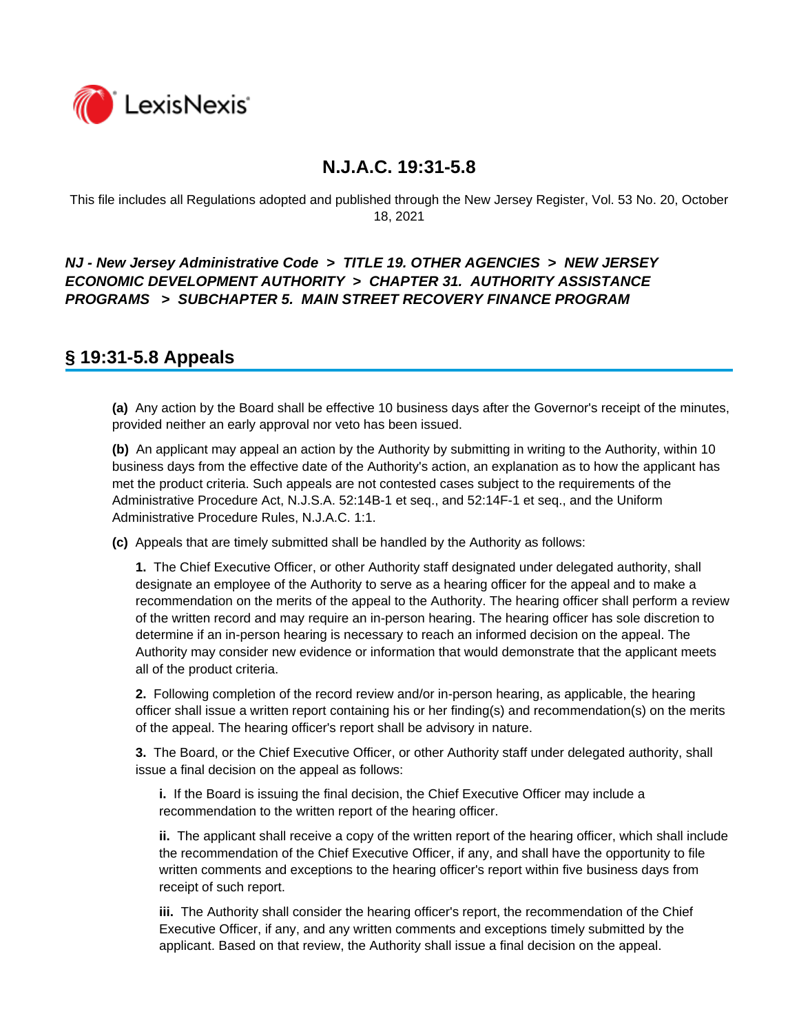# N.J.A.C. 19:31-5.8

This file includes all Regulations adopted and published through the New Jersey Register, Vol. 53 No. 20, October 18, 2021

***NJ - New Jersey Administrative Code > TITLE 19. OTHER AGENCIES > NEW JERSEY ECONOMIC DEVELOPMENT AUTHORITY > CHAPTER 31. AUTHORITY ASSISTANCE PROGRAMS > SUBCHAPTER 5. MAIN STREET RECOVERY FINANCE PROGRAM***

## § 19:31-5.8 Appeals

**(a)** Any action by the Board shall be effective 10 business days after the Governor's receipt of the minutes, provided neither an early approval nor veto has been issued.

**(b)** An applicant may appeal an action by the Authority by submitting in writing to the Authority, within 10 business days from the effective date of the Authority's action, an explanation as to how the applicant has met the product criteria. Such appeals are not contested cases subject to the requirements of the Administrative Procedure Act, N.J.S.A. 52:14B-1 et seq., and 52:14F-1 et seq., and the Uniform Administrative Procedure Rules, N.J.A.C. 1:1.

**(c)** Appeals that are timely submitted shall be handled by the Authority as follows:

**1.** The Chief Executive Officer, or other Authority staff designated under delegated authority, shall designate an employee of the Authority to serve as a hearing officer for the appeal and to make a recommendation on the merits of the appeal to the Authority. The hearing officer shall perform a review of the written record and may require an in-person hearing. The hearing officer has sole discretion to determine if an in-person hearing is necessary to reach an informed decision on the appeal. The Authority may consider new evidence or information that would demonstrate that the applicant meets all of the product criteria.

**2.** Following completion of the record review and/or in-person hearing, as applicable, the hearing officer shall issue a written report containing his or her finding(s) and recommendation(s) on the merits of the appeal. The hearing officer's report shall be advisory in nature.

**3.** The Board, or the Chief Executive Officer, or other Authority staff under delegated authority, shall issue a final decision on the appeal as follows:

**i.** If the Board is issuing the final decision, the Chief Executive Officer may include a recommendation to the written report of the hearing officer.

**ii.** The applicant shall receive a copy of the written report of the hearing officer, which shall include the recommendation of the Chief Executive Officer, if any, and shall have the opportunity to file written comments and exceptions to the hearing officer's report within five business days from receipt of such report.

**iii.** The Authority shall consider the hearing officer's report, the recommendation of the Chief Executive Officer, if any, and any written comments and exceptions timely submitted by the applicant. Based on that review, the Authority shall issue a final decision on the appeal.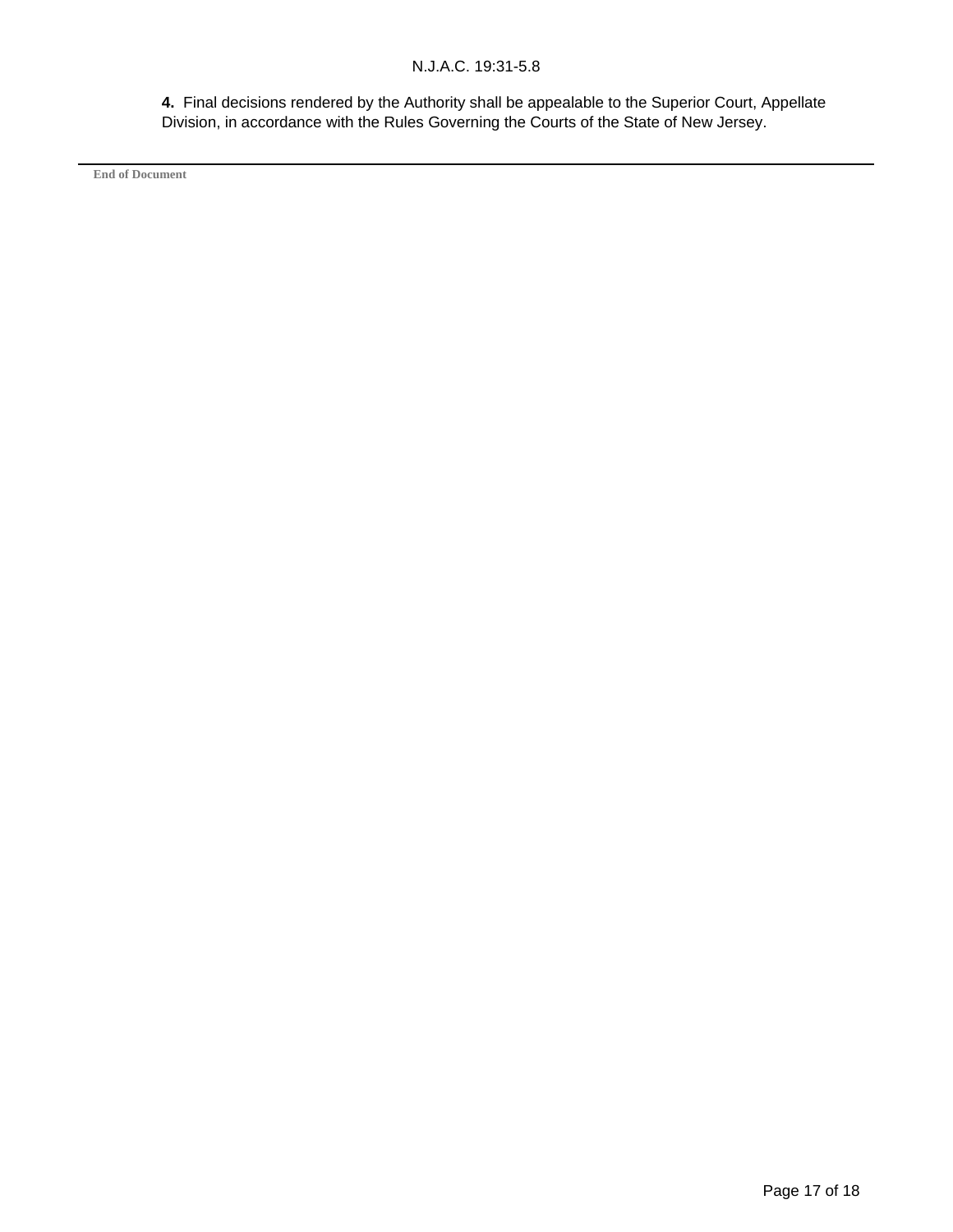**4.** Final decisions rendered by the Authority shall be appealable to the Superior Court, Appellate Division, in accordance with the Rules Governing the Courts of the State of New Jersey.

---

End of Document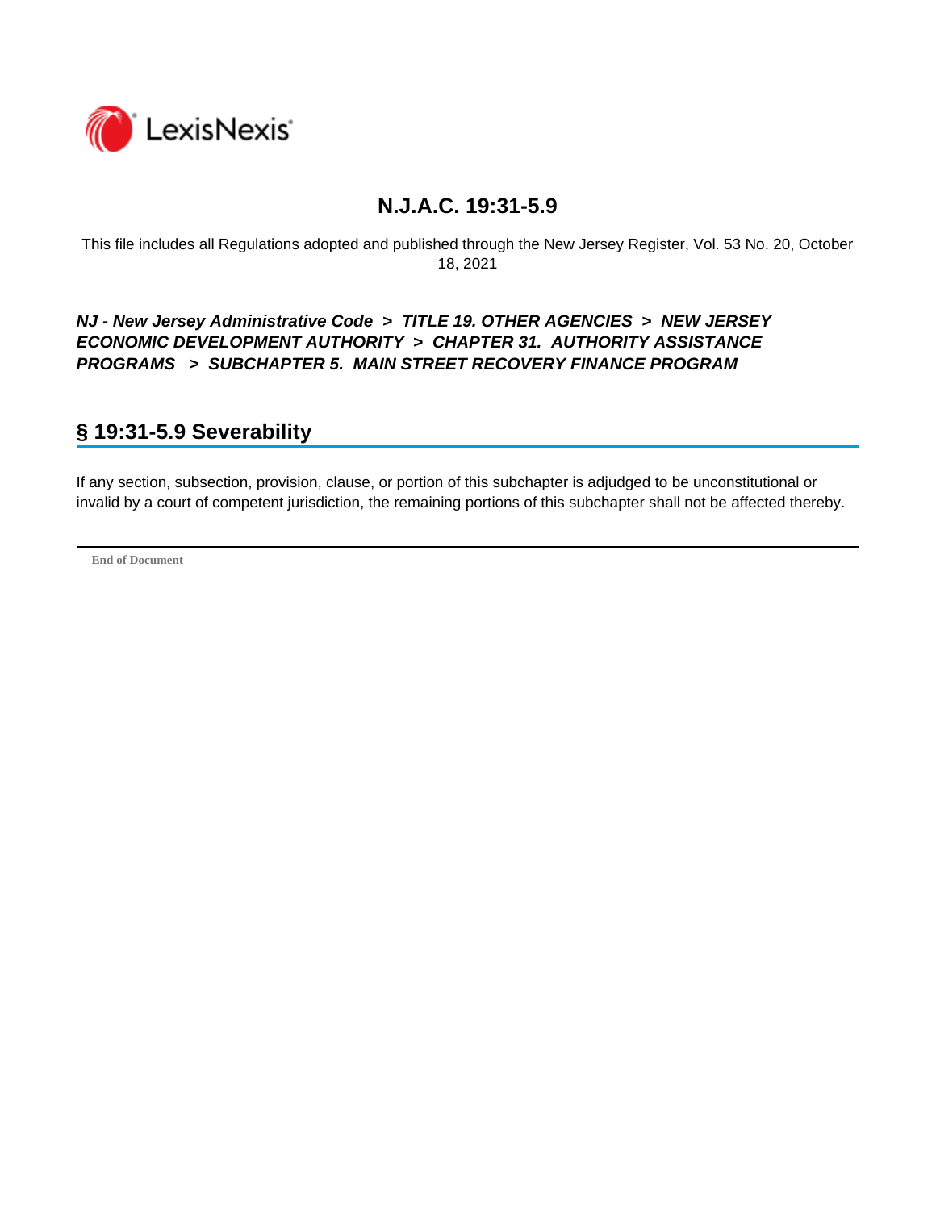# N.J.A.C. 19:31-5.9

This file includes all Regulations adopted and published through the New Jersey Register, Vol. 53 No. 20, October 18, 2021

***NJ - New Jersey Administrative Code > TITLE 19. OTHER AGENCIES > NEW JERSEY ECONOMIC DEVELOPMENT AUTHORITY > CHAPTER 31. AUTHORITY ASSISTANCE PROGRAMS > SUBCHAPTER 5. MAIN STREET RECOVERY FINANCE PROGRAM***

## § 19:31-5.9 Severability

If any section, subsection, provision, clause, or portion of this subchapter is adjudged to be unconstitutional or invalid by a court of competent jurisdiction, the remaining portions of this subchapter shall not be affected thereby.

**End of Document**